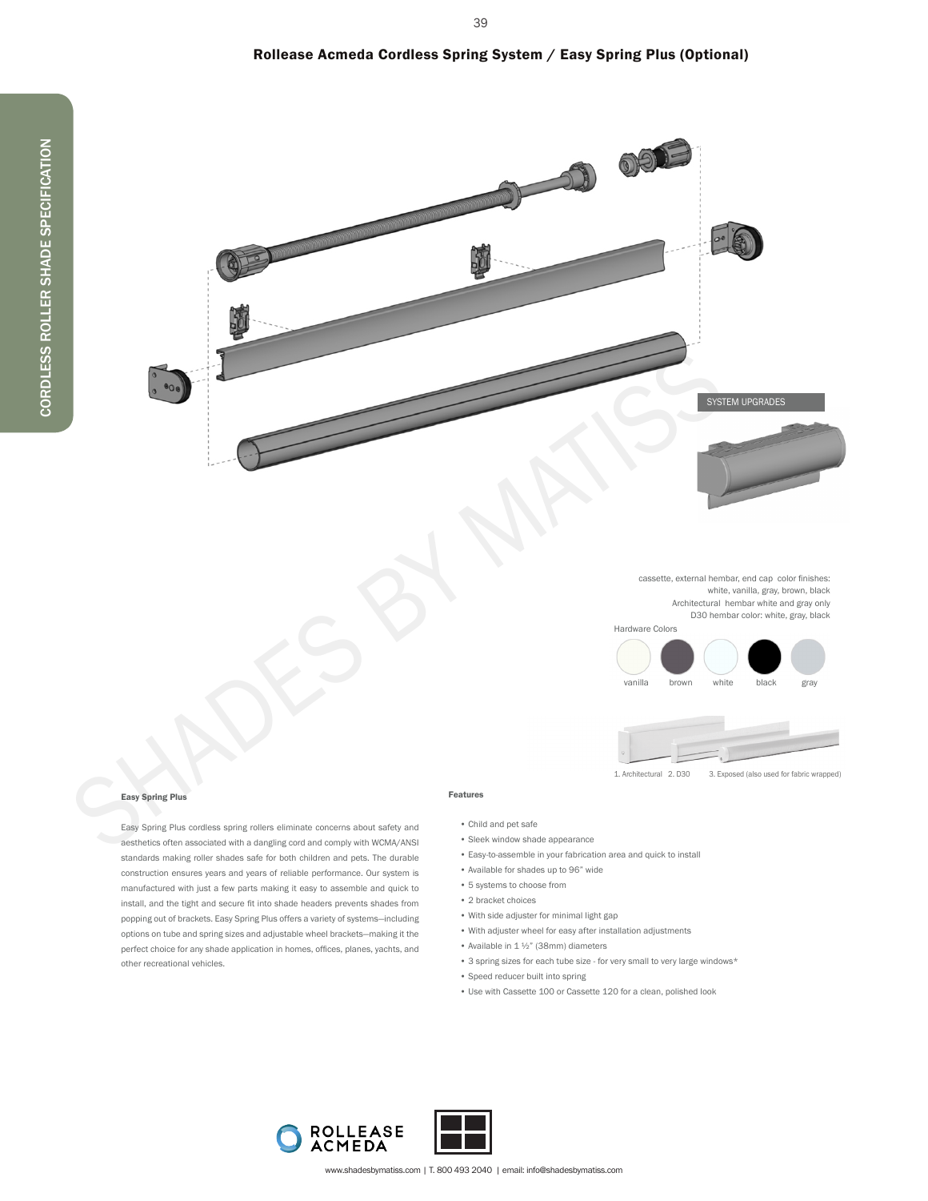## Rollease Acmeda Cordless Spring System / Easy Spring Plus (Optional)

SYSTEM UPGRADES

cassette, external hembar, end cap color finishes: white, vanilla, gray, brown, black
Architectural hembar white and gray only
D30 hembar color: white, gray, black

Hardware Colors

vanilla brown white black gray

1. Architectural 2. D30 3. Exposed (also used for fabric wrapped)

### Easy Spring Plus

Easy Spring Plus cordless spring rollers eliminate concerns about safety and aesthetics often associated with a dangling cord and comply with WCMA/ANSI standards making roller shades safe for both children and pets. The durable construction ensures years and years of reliable performance. Our system is manufactured with just a few parts making it easy to assemble and quick to install, and the tight and secure fit into shade headers prevents shades from popping out of brackets. Easy Spring Plus offers a variety of systems—including options on tube and spring sizes and adjustable wheel brackets—making it the perfect choice for any shade application in homes, offices, planes, yachts, and other recreational vehicles.

### Features

- Child and pet safe
- Sleek window shade appearance
- Easy-to-assemble in your fabrication area and quick to install
- Available for shades up to 96" wide
- 5 systems to choose from
- 2 bracket choices
- With side adjuster for minimal light gap
- With adjuster wheel for easy after installation adjustments
- Available in 1 ½" (38mm) diameters
- 3 spring sizes for each tube size - for very small to very large windows*
- Speed reducer built into spring
- Use with Cassette 100 or Cassette 120 for a clean, polished look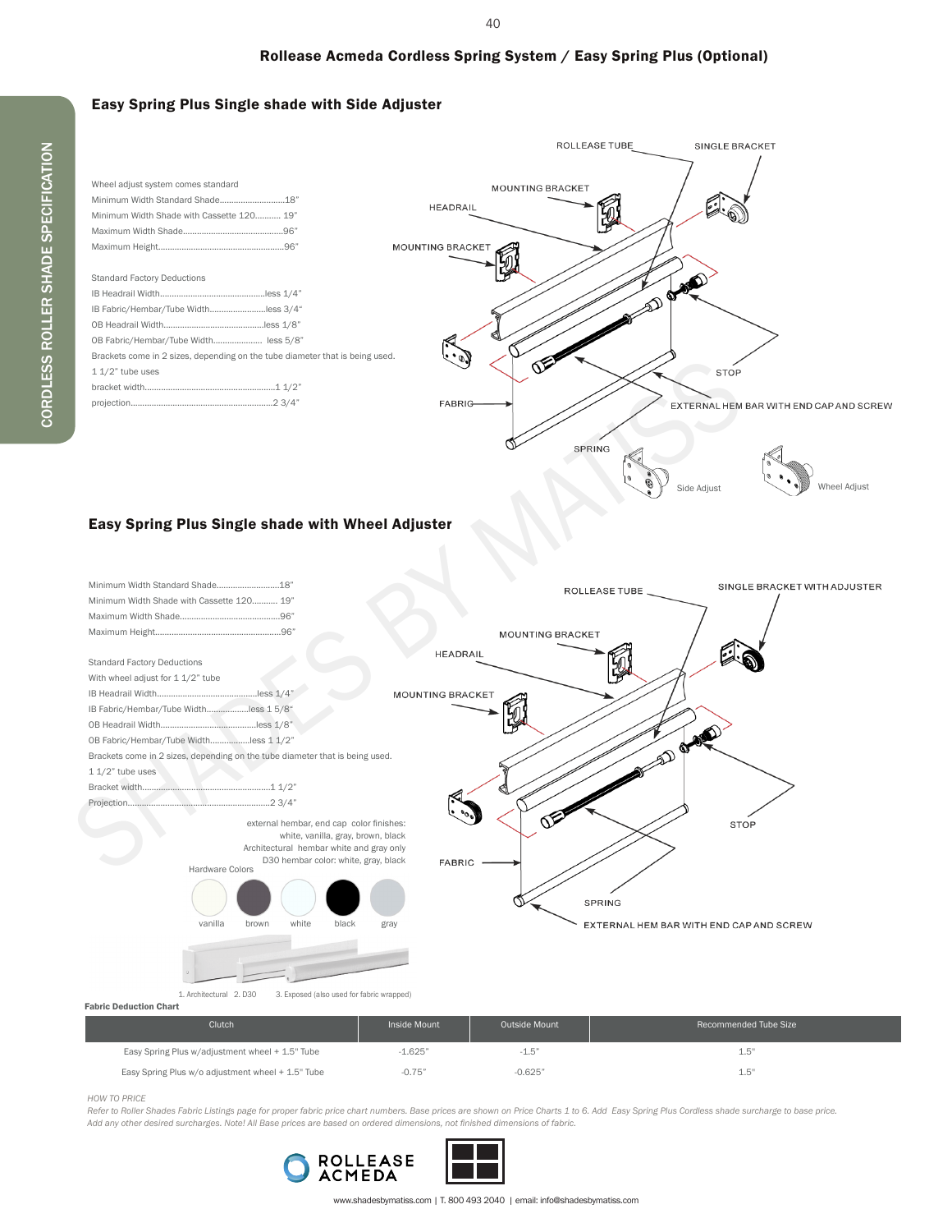## Rollease Acmeda Cordless Spring System / Easy Spring Plus (Optional)

### Easy Spring Plus Single shade with Side Adjuster

Wheel adjust system comes standard
Minimum Width Standard Shade............................18"
Minimum Width Shade with Cassette 120........... 19"
Maximum Width Shade...........................................96"
Maximum Height......................................................96"

Standard Factory Deductions
IB Headrail Width.............................................less 1/4"
IB Fabric/Hembar/Tube Width........................less 3/4"
OB Headrail Width...........................................less 1/8"
OB Fabric/Hembar/Tube Width.................... less 5/8"
Brackets come in 2 sizes, depending on the tube diameter that is being used.
1 1/2" tube uses
bracket width........................................................1 1/2"
projection.............................................................2 3/4"

ROLLEASE TUBE
SINGLE BRACKET
MOUNTING BRACKET
HEADRAIL
MOUNTING BRACKET
STOP
FABRIC
EXTERNAL HEM BAR WITH END CAP AND SCREW
SPRING
Side Adjust
Wheel Adjust

### Easy Spring Plus Single shade with Wheel Adjuster

Minimum Width Standard Shade..........................18"
Minimum Width Shade with Cassette 120........... 19"
Maximum Width Shade...........................................96"
Maximum Height......................................................96"

Standard Factory Deductions
With wheel adjust for 1 1/2" tube
IB Headrail Width...........................................less 1/4"
IB Fabric/Hembar/Tube Width..................less 1 5/8"
OB Headrail Width..........................................less 1/8"
OB Fabric/Hembar/Tube Width.................less 1 1/2"
Brackets come in 2 sizes, depending on the tube diameter that is being used.
1 1/2" tube uses
Bracket width.......................................................1 1/2"
Projection............................................................2 3/4"

ROLLEASE TUBE
SINGLE BRACKET WITH ADJUSTER
MOUNTING BRACKET
HEADRAIL
MOUNTING BRACKET
STOP
FABRIC
SPRING
EXTERNAL HEM BAR WITH END CAP AND SCREW

external hembar, end cap color finishes:
white, vanilla, gray, brown, black
Architectural hembar white and gray only
D30 hembar color: white, gray, black

Hardware Colors
vanilla brown white black gray

1. Architectural 2. D30 3. Exposed (also used for fabric wrapped)

**Fabric Deduction Chart**

| Clutch | Inside Mount | Outside Mount | Recommended Tube Size |
|---|---|---|---|
| Easy Spring Plus w/adjustment wheel + 1.5" Tube | -1.625" | -1.5" | 1.5" |
| Easy Spring Plus w/o adjustment wheel + 1.5" Tube | -0.75" | -0.625" | 1.5" |

*HOW TO PRICE*
*Refer to Roller Shades Fabric Listings page for proper fabric price chart numbers. Base prices are shown on Price Charts 1 to 6. Add Easy Spring Plus Cordless shade surcharge to base price. Add any other desired surcharges. Note! All Base prices are based on ordered dimensions, not finished dimensions of fabric.*

ROLLEASE ACMEDA

www.shadesbymatiss.com | T. 800 493 2040 | email: info@shadesbymatiss.com